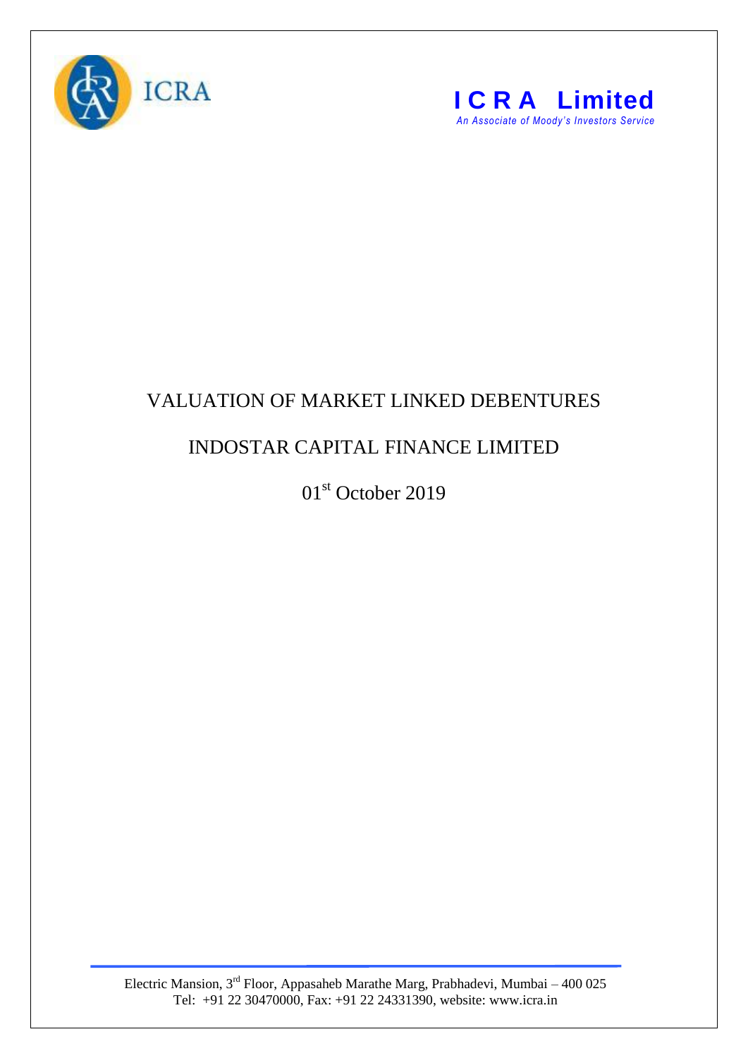ICRA

**ICRA Limited**

*An Associate of Moody's Investors Service*

# VALUATION OF MARKET LINKED DEBENTURES

## INDOSTAR CAPITAL FINANCE LIMITED

01st October 2019

Electric Mansion, 3rd Floor, Appasaheb Marathe Marg, Prabhadevi, Mumbai – 400 025
Tel: +91 22 30470000, Fax: +91 22 24331390, website: www.icra.in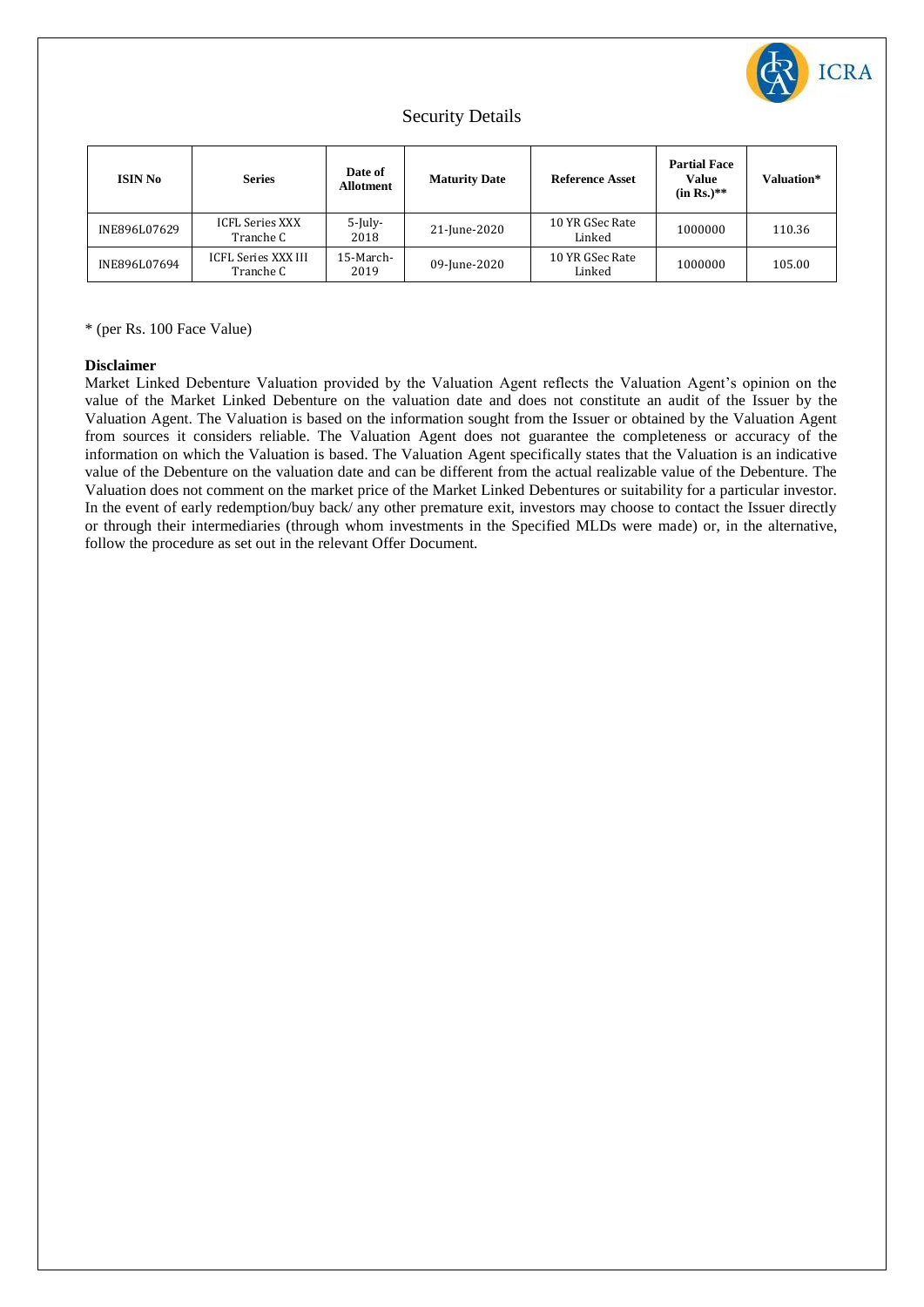## Security Details

| ISIN No | Series | Date of Allotment | Maturity Date | Reference Asset | Partial Face Value (in Rs.)** | Valuation* |
|---|---|---|---|---|---|---|
| INE896L07629 | ICFL Series XXX Tranche C | 5-July-2018 | 21-June-2020 | 10 YR GSec Rate Linked | 1000000 | 110.36 |
| INE896L07694 | ICFL Series XXX III Tranche C | 15-March-2019 | 09-June-2020 | 10 YR GSec Rate Linked | 1000000 | 105.00 |

* (per Rs. 100 Face Value)

**Disclaimer**

Market Linked Debenture Valuation provided by the Valuation Agent reflects the Valuation Agent's opinion on the value of the Market Linked Debenture on the valuation date and does not constitute an audit of the Issuer by the Valuation Agent. The Valuation is based on the information sought from the Issuer or obtained by the Valuation Agent from sources it considers reliable. The Valuation Agent does not guarantee the completeness or accuracy of the information on which the Valuation is based. The Valuation Agent specifically states that the Valuation is an indicative value of the Debenture on the valuation date and can be different from the actual realizable value of the Debenture. The Valuation does not comment on the market price of the Market Linked Debentures or suitability for a particular investor. In the event of early redemption/buy back/ any other premature exit, investors may choose to contact the Issuer directly or through their intermediaries (through whom investments in the Specified MLDs were made) or, in the alternative, follow the procedure as set out in the relevant Offer Document.